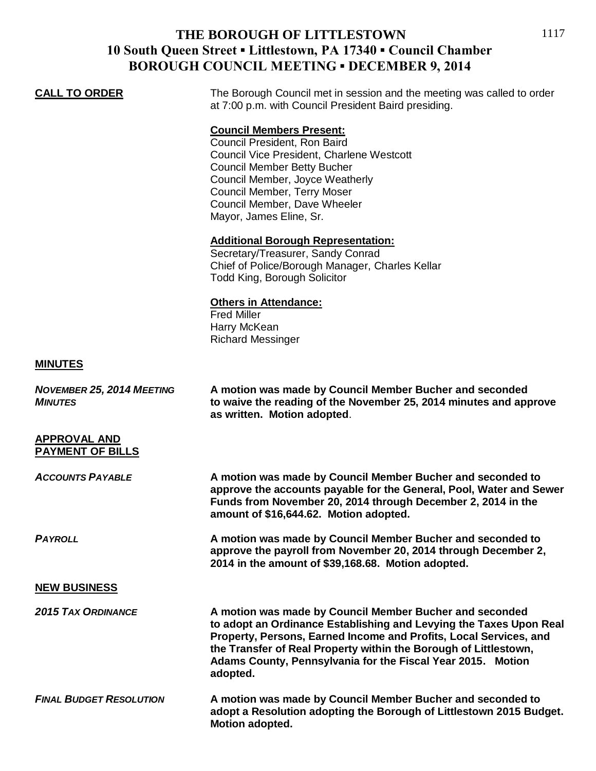# THE BOROUGH OF LITTLESTOWN
## 10 South Queen Street ▪ Littlestown, PA 17340 ▪ Council Chamber
## BOROUGH COUNCIL MEETING ▪ DECEMBER 9, 2014

**CALL TO ORDER**

The Borough Council met in session and the meeting was called to order at 7:00 p.m. with Council President Baird presiding.

**Council Members Present:**
Council President, Ron Baird
Council Vice President, Charlene Westcott
Council Member Betty Bucher
Council Member, Joyce Weatherly
Council Member, Terry Moser
Council Member, Dave Wheeler
Mayor, James Eline, Sr.

**Additional Borough Representation:**
Secretary/Treasurer, Sandy Conrad
Chief of Police/Borough Manager, Charles Kellar
Todd King, Borough Solicitor

**Others in Attendance:**
Fred Miller
Harry McKean
Richard Messinger

**MINUTES**

***NOVEMBER 25, 2014 MEETING MINUTES***

**A motion was made by Council Member Bucher and seconded to waive the reading of the November 25, 2014 minutes and approve as written. Motion adopted**.

**APPROVAL AND PAYMENT OF BILLS**

***ACCOUNTS PAYABLE***

**A motion was made by Council Member Bucher and seconded to approve the accounts payable for the General, Pool, Water and Sewer Funds from November 20, 2014 through December 2, 2014 in the amount of $16,644.62. Motion adopted.**

***PAYROLL***

**A motion was made by Council Member Bucher and seconded to approve the payroll from November 20, 2014 through December 2, 2014 in the amount of $39,168.68. Motion adopted.**

**NEW BUSINESS**

***2015 TAX ORDINANCE***

**A motion was made by Council Member Bucher and seconded to adopt an Ordinance Establishing and Levying the Taxes Upon Real Property, Persons, Earned Income and Profits, Local Services, and the Transfer of Real Property within the Borough of Littlestown, Adams County, Pennsylvania for the Fiscal Year 2015. Motion adopted.**

***FINAL BUDGET RESOLUTION***

**A motion was made by Council Member Bucher and seconded to adopt a Resolution adopting the Borough of Littlestown 2015 Budget. Motion adopted.**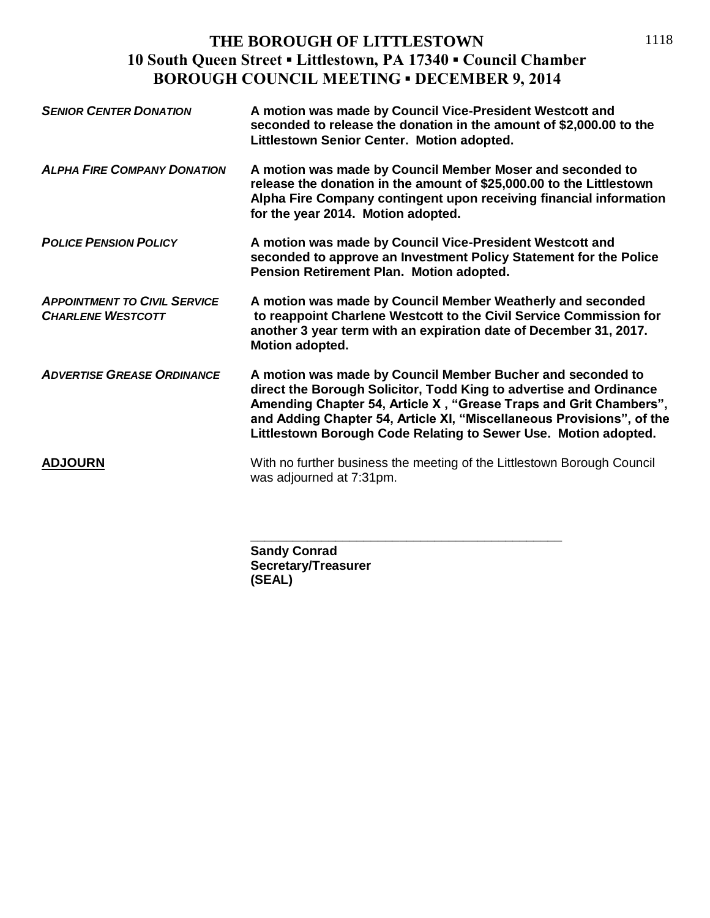# THE BOROUGH OF LITTLESTOWN
## 10 South Queen Street ▪ Littlestown, PA 17340 ▪ Council Chamber
## BOROUGH COUNCIL MEETING ▪ DECEMBER 9, 2014

***SENIOR CENTER DONATION*** **A motion was made by Council Vice-President Westcott and seconded to release the donation in the amount of $2,000.00 to the Littlestown Senior Center. Motion adopted.**

***ALPHA FIRE COMPANY DONATION*** **A motion was made by Council Member Moser and seconded to release the donation in the amount of $25,000.00 to the Littlestown Alpha Fire Company contingent upon receiving financial information for the year 2014. Motion adopted.**

***POLICE PENSION POLICY*** **A motion was made by Council Vice-President Westcott and seconded to approve an Investment Policy Statement for the Police Pension Retirement Plan. Motion adopted.**

***APPOINTMENT TO CIVIL SERVICE CHARLENE WESTCOTT*** **A motion was made by Council Member Weatherly and seconded to reappoint Charlene Westcott to the Civil Service Commission for another 3 year term with an expiration date of December 31, 2017. Motion adopted.**

***ADVERTISE GREASE ORDINANCE*** **A motion was made by Council Member Bucher and seconded to direct the Borough Solicitor, Todd King to advertise and Ordinance Amending Chapter 54, Article X , "Grease Traps and Grit Chambers", and Adding Chapter 54, Article XI, "Miscellaneous Provisions", of the Littlestown Borough Code Relating to Sewer Use. Motion adopted.**

**ADJOURN** With no further business the meeting of the Littlestown Borough Council was adjourned at 7:31pm.

\_\_\_\_\_\_\_\_\_\_\_\_\_\_\_\_\_\_\_\_\_\_\_\_\_\_\_\_\_\_\_\_\_\_\_\_\_\_\_\_\_\_

**Sandy Conrad**
**Secretary/Treasurer**
**(SEAL)**